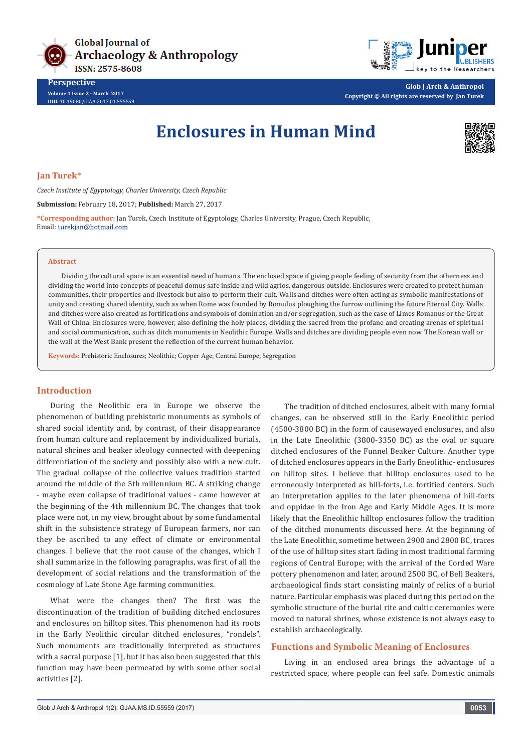Perspective

Volume 1 Issue 2 - March 2017
DOI: 10.19080/GJAA.2017.01.555559

Glob J Arch & Anthropol
Copyright © All rights are reserved by Jan Turek

# Enclosures in Human Mind

**Jan Turek***

*Czech Institute of Egyptology, Charles University, Czech Republic*

**Submission:** February 18, 2017; **Published:** March 27, 2017

***Corresponding author:** Jan Turek, Czech Institute of Egyptology, Charles University, Prague, Czech Republic, Email: turekjan@hotmail.com

## Abstract

Dividing the cultural space is an essential need of humans. The enclosed space if giving people feeling of security from the otherness and dividing the world into concepts of peaceful domus safe inside and wild agrios, dangerous outside. Enclosures were created to protect human communities, their properties and livestock but also to perform their cult. Walls and ditches were often acting as symbolic manifestations of unity and creating shared identity, such as when Rome was founded by Romulus ploughing the furrow outlining the future Eternal City. Walls and ditches were also created as fortifications and symbols of domination and/or segregation, such as the case of Limes Romanus or the Great Wall of China. Enclosures were, however, also defining the holy places, dividing the sacred from the profane and creating arenas of spiritual and social communication, such as ditch monuments in Neolithic Europe. Walls and ditches are dividing people even now. The Korean wall or the wall at the West Bank present the reflection of the current human behavior.

**Keywords:** Prehistoric Enclosures; Neolithic; Copper Age; Central Europe; Segregation

## Introduction

During the Neolithic era in Europe we observe the phenomenon of building prehistoric monuments as symbols of shared social identity and, by contrast, of their disappearance from human culture and replacement by individualized burials, natural shrines and beaker ideology connected with deepening differentiation of the society and possibly also with a new cult. The gradual collapse of the collective values tradition started around the middle of the 5th millennium BC. A striking change - maybe even collapse of traditional values - came however at the beginning of the 4th millennium BC. The changes that took place were not, in my view, brought about by some fundamental shift in the subsistence strategy of European farmers, nor can they be ascribed to any effect of climate or environmental changes. I believe that the root cause of the changes, which I shall summarize in the following paragraphs, was first of all the development of social relations and the transformation of the cosmology of Late Stone Age farming communities.

What were the changes then? The first was the discontinuation of the tradition of building ditched enclosures and enclosures on hilltop sites. This phenomenon had its roots in the Early Neolithic circular ditched enclosures, "rondels". Such monuments are traditionally interpreted as structures with a sacral purpose [1], but it has also been suggested that this function may have been permeated by with some other social activities [2].

The tradition of ditched enclosures, albeit with many formal changes, can be observed still in the Early Eneolithic period (4500-3800 BC) in the form of causewayed enclosures, and also in the Late Eneolithic (3800-3350 BC) as the oval or square ditched enclosures of the Funnel Beaker Culture. Another type of ditched enclosures appears in the Early Eneolithic- enclosures on hilltop sites. I believe that hilltop enclosures used to be erroneously interpreted as hill-forts, i.e. fortified centers. Such an interpretation applies to the later phenomena of hill-forts and oppidae in the Iron Age and Early Middle Ages. It is more likely that the Eneolithic hilltop enclosures follow the tradition of the ditched monuments discussed here. At the beginning of the Late Eneolithic, sometime between 2900 and 2800 BC, traces of the use of hilltop sites start fading in most traditional farming regions of Central Europe; with the arrival of the Corded Ware pottery phenomenon and later, around 2500 BC, of Bell Beakers, archaeological finds start consisting mainly of relics of a burial nature. Particular emphasis was placed during this period on the symbolic structure of the burial rite and cultic ceremonies were moved to natural shrines, whose existence is not always easy to establish archaeologically.

## Functions and Symbolic Meaning of Enclosures

Living in an enclosed area brings the advantage of a restricted space, where people can feel safe. Domestic animals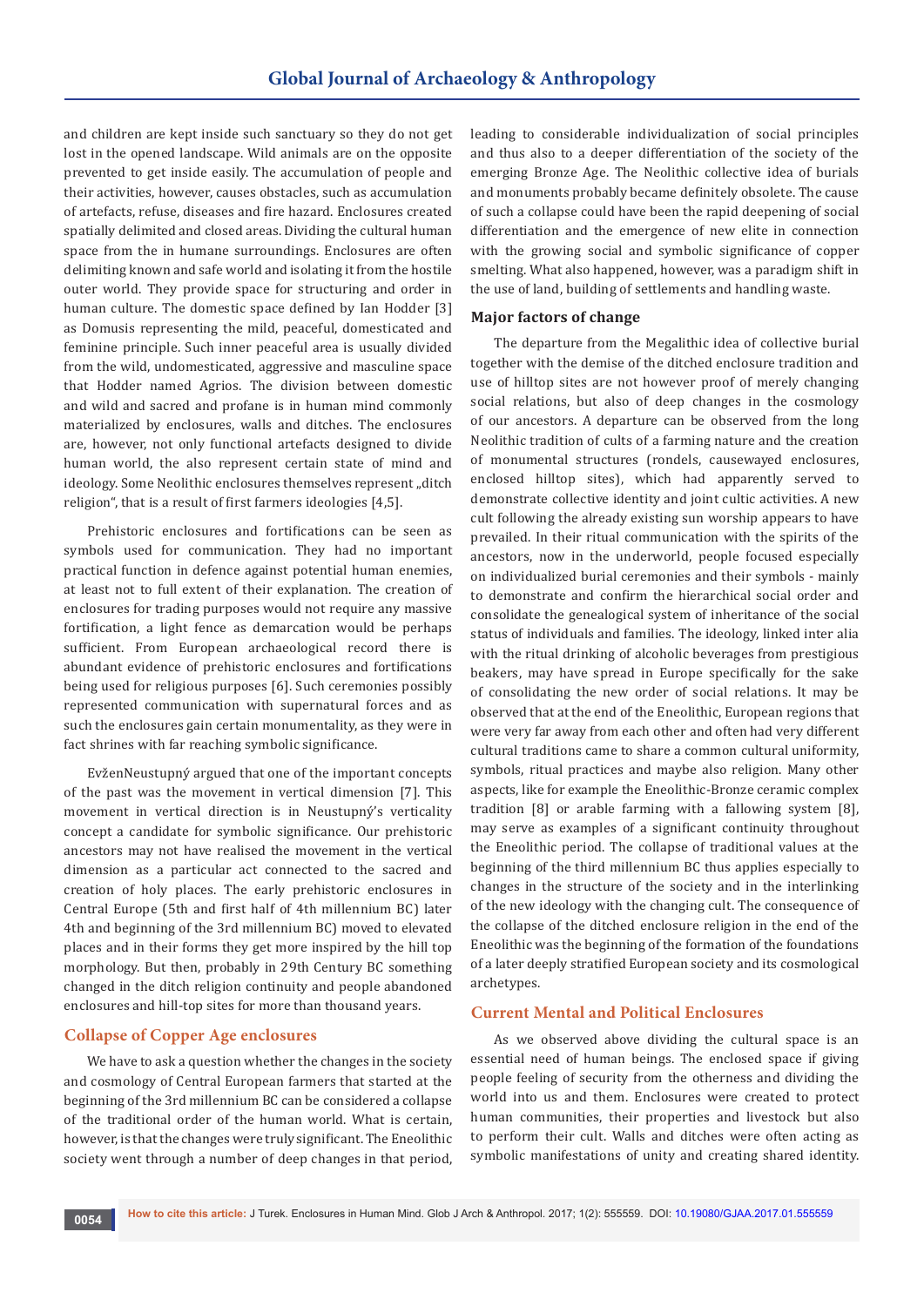and children are kept inside such sanctuary so they do not get lost in the opened landscape. Wild animals are on the opposite prevented to get inside easily. The accumulation of people and their activities, however, causes obstacles, such as accumulation of artefacts, refuse, diseases and fire hazard. Enclosures created spatially delimited and closed areas. Dividing the cultural human space from the in humane surroundings. Enclosures are often delimiting known and safe world and isolating it from the hostile outer world. They provide space for structuring and order in human culture. The domestic space defined by Ian Hodder [3] as Domusis representing the mild, peaceful, domesticated and feminine principle. Such inner peaceful area is usually divided from the wild, undomesticated, aggressive and masculine space that Hodder named Agrios. The division between domestic and wild and sacred and profane is in human mind commonly materialized by enclosures, walls and ditches. The enclosures are, however, not only functional artefacts designed to divide human world, the also represent certain state of mind and ideology. Some Neolithic enclosures themselves represent „ditch religion", that is a result of first farmers ideologies [4,5].

Prehistoric enclosures and fortifications can be seen as symbols used for communication. They had no important practical function in defence against potential human enemies, at least not to full extent of their explanation. The creation of enclosures for trading purposes would not require any massive fortification, a light fence as demarcation would be perhaps sufficient. From European archaeological record there is abundant evidence of prehistoric enclosures and fortifications being used for religious purposes [6]. Such ceremonies possibly represented communication with supernatural forces and as such the enclosures gain certain monumentality, as they were in fact shrines with far reaching symbolic significance.

EvženNeustupný argued that one of the important concepts of the past was the movement in vertical dimension [7]. This movement in vertical direction is in Neustupný's verticality concept a candidate for symbolic significance. Our prehistoric ancestors may not have realised the movement in the vertical dimension as a particular act connected to the sacred and creation of holy places. The early prehistoric enclosures in Central Europe (5th and first half of 4th millennium BC) later 4th and beginning of the 3rd millennium BC) moved to elevated places and in their forms they get more inspired by the hill top morphology. But then, probably in 29th Century BC something changed in the ditch religion continuity and people abandoned enclosures and hill-top sites for more than thousand years.

## Collapse of Copper Age enclosures

We have to ask a question whether the changes in the society and cosmology of Central European farmers that started at the beginning of the 3rd millennium BC can be considered a collapse of the traditional order of the human world. What is certain, however, is that the changes were truly significant. The Eneolithic society went through a number of deep changes in that period, leading to considerable individualization of social principles and thus also to a deeper differentiation of the society of the emerging Bronze Age. The Neolithic collective idea of burials and monuments probably became definitely obsolete. The cause of such a collapse could have been the rapid deepening of social differentiation and the emergence of new elite in connection with the growing social and symbolic significance of copper smelting. What also happened, however, was a paradigm shift in the use of land, building of settlements and handling waste.

### Major factors of change

The departure from the Megalithic idea of collective burial together with the demise of the ditched enclosure tradition and use of hilltop sites are not however proof of merely changing social relations, but also of deep changes in the cosmology of our ancestors. A departure can be observed from the long Neolithic tradition of cults of a farming nature and the creation of monumental structures (rondels, causewayed enclosures, enclosed hilltop sites), which had apparently served to demonstrate collective identity and joint cultic activities. A new cult following the already existing sun worship appears to have prevailed. In their ritual communication with the spirits of the ancestors, now in the underworld, people focused especially on individualized burial ceremonies and their symbols - mainly to demonstrate and confirm the hierarchical social order and consolidate the genealogical system of inheritance of the social status of individuals and families. The ideology, linked inter alia with the ritual drinking of alcoholic beverages from prestigious beakers, may have spread in Europe specifically for the sake of consolidating the new order of social relations. It may be observed that at the end of the Eneolithic, European regions that were very far away from each other and often had very different cultural traditions came to share a common cultural uniformity, symbols, ritual practices and maybe also religion. Many other aspects, like for example the Eneolithic-Bronze ceramic complex tradition [8] or arable farming with a fallowing system [8], may serve as examples of a significant continuity throughout the Eneolithic period. The collapse of traditional values at the beginning of the third millennium BC thus applies especially to changes in the structure of the society and in the interlinking of the new ideology with the changing cult. The consequence of the collapse of the ditched enclosure religion in the end of the Eneolithic was the beginning of the formation of the foundations of a later deeply stratified European society and its cosmological archetypes.

## Current Mental and Political Enclosures

As we observed above dividing the cultural space is an essential need of human beings. The enclosed space if giving people feeling of security from the otherness and dividing the world into us and them. Enclosures were created to protect human communities, their properties and livestock but also to perform their cult. Walls and ditches were often acting as symbolic manifestations of unity and creating shared identity.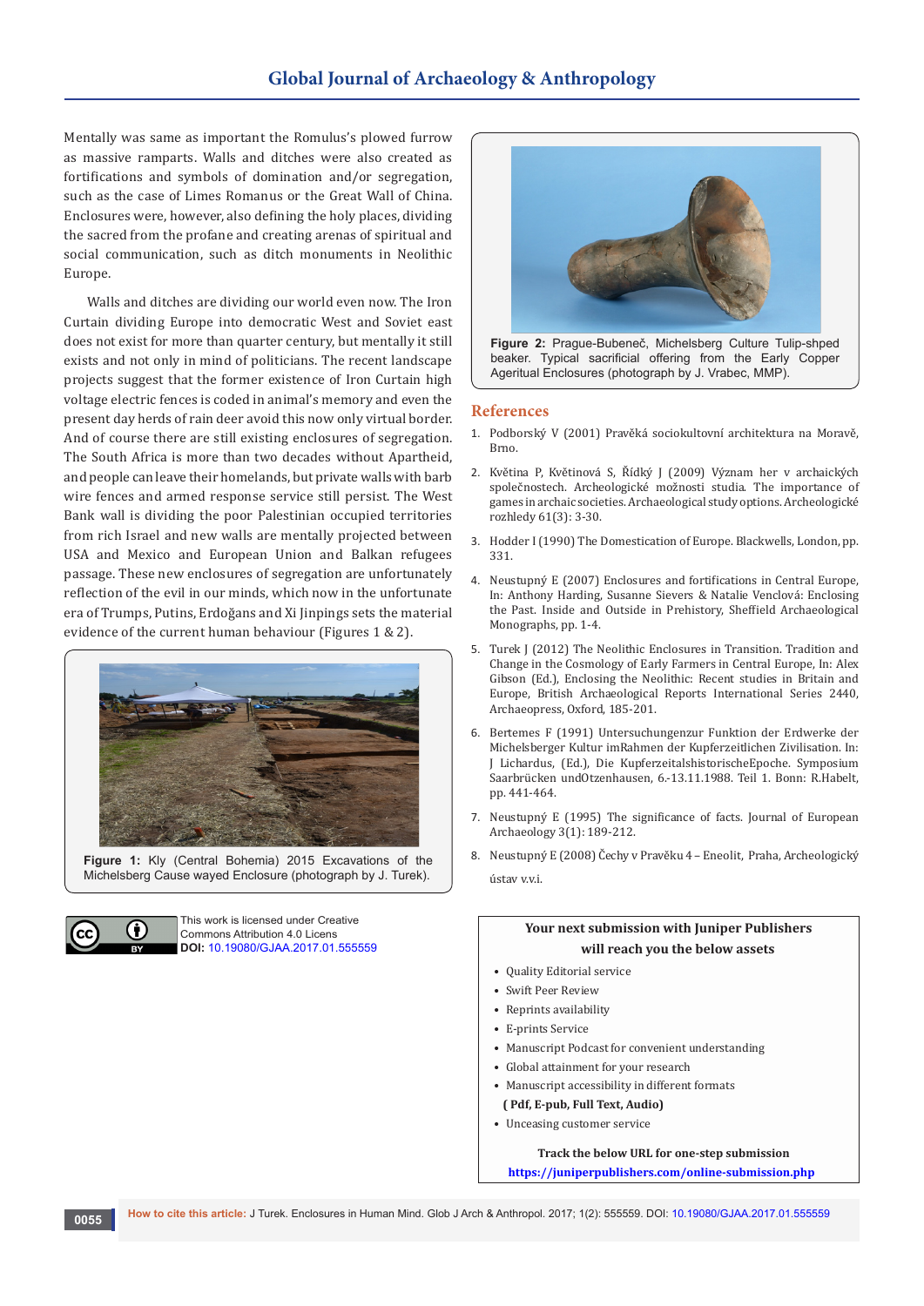Mentally was same as important the Romulus's plowed furrow as massive ramparts. Walls and ditches were also created as fortifications and symbols of domination and/or segregation, such as the case of Limes Romanus or the Great Wall of China. Enclosures were, however, also defining the holy places, dividing the sacred from the profane and creating arenas of spiritual and social communication, such as ditch monuments in Neolithic Europe.

Walls and ditches are dividing our world even now. The Iron Curtain dividing Europe into democratic West and Soviet east does not exist for more than quarter century, but mentally it still exists and not only in mind of politicians. The recent landscape projects suggest that the former existence of Iron Curtain high voltage electric fences is coded in animal's memory and even the present day herds of rain deer avoid this now only virtual border. And of course there are still existing enclosures of segregation. The South Africa is more than two decades without Apartheid, and people can leave their homelands, but private walls with barb wire fences and armed response service still persist. The West Bank wall is dividing the poor Palestinian occupied territories from rich Israel and new walls are mentally projected between USA and Mexico and European Union and Balkan refugees passage. These new enclosures of segregation are unfortunately reflection of the evil in our minds, which now in the unfortunate era of Trumps, Putins, Erdoğans and Xi Jinpings sets the material evidence of the current human behaviour (Figures 1 & 2).

**Figure 1:** Kly (Central Bohemia) 2015 Excavations of the Michelsberg Cause wayed Enclosure (photograph by J. Turek).

**Figure 2:** Prague-Bubeneč, Michelsberg Culture Tulip-shped beaker. Typical sacrificial offering from the Early Copper Ageritual Enclosures (photograph by J. Vrabec, MMP).

## References

1. Podborský V (2001) Pravěká sociokultovní architektura na Moravě, Brno.
2. Květina P, Květinová S, Řídký J (2009) Význam her v archaických společnostech. Archeologické možnosti studia. The importance of games in archaic societies. Archaeological study options. Archeologické rozhledy 61(3): 3-30.
3. Hodder I (1990) The Domestication of Europe. Blackwells, London, pp. 331.
4. Neustupný E (2007) Enclosures and fortifications in Central Europe, In: Anthony Harding, Susanne Sievers & Natalie Venclová: Enclosing the Past. Inside and Outside in Prehistory, Sheffield Archaeological Monographs, pp. 1-4.
5. Turek J (2012) The Neolithic Enclosures in Transition. Tradition and Change in the Cosmology of Early Farmers in Central Europe, In: Alex Gibson (Ed.), Enclosing the Neolithic: Recent studies in Britain and Europe, British Archaeological Reports International Series 2440, Archaeopress, Oxford, 185-201.
6. Bertemes F (1991) Untersuchungenzur Funktion der Erdwerke der Michelsberger Kultur imRahmen der Kupferzeitlichen Zivilisation. In: J Lichardus, (Ed.), Die KupferzeitalshistorischeEpoche. Symposium Saarbrücken undOtzenhausen, 6.-13.11.1988. Teil 1. Bonn: R.Habelt, pp. 441-464.
7. Neustupný E (1995) The significance of facts. Journal of European Archaeology 3(1): 189-212.
8. Neustupný E (2008) Čechy v Pravěku 4 – Eneolit, Praha, Archeologický ústav v.v.i.

This work is licensed under Creative Commons Attribution 4.0 Licens
**DOI:** 10.19080/GJAA.2017.01.555559

**Your next submission with Juniper Publishers will reach you the below assets**

- Quality Editorial service
- Swift Peer Review
- Reprints availability
- E-prints Service
- Manuscript Podcast for convenient understanding
- Global attainment for your research
- Manuscript accessibility in different formats
  **( Pdf, E-pub, Full Text, Audio)**
- Unceasing customer service

**Track the below URL for one-step submission**
**https://juniperpublishers.com/online-submission.php**

**How to cite this article:** J Turek. Enclosures in Human Mind. Glob J Arch & Anthropol. 2017; 1(2): 555559. DOI: 10.19080/GJAA.2017.01.555559